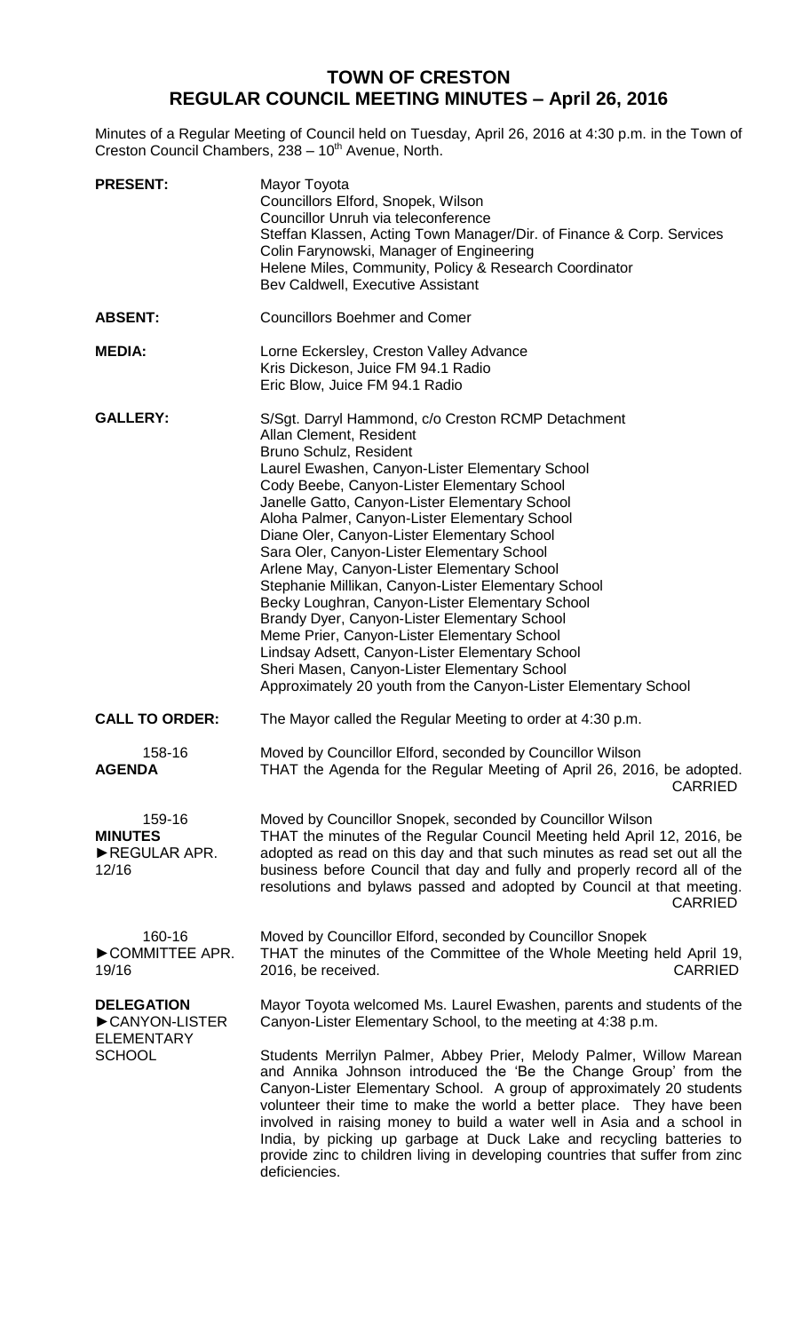# TOWN OF CRESTON
## REGULAR COUNCIL MEETING MINUTES – April 26, 2016

Minutes of a Regular Meeting of Council held on Tuesday, April 26, 2016 at 4:30 p.m. in the Town of Creston Council Chambers, 238 – 10th Avenue, North.

**PRESENT:**
Mayor Toyota
Councillors Elford, Snopek, Wilson
Councillor Unruh via teleconference
Steffan Klassen, Acting Town Manager/Dir. of Finance & Corp. Services
Colin Farynowski, Manager of Engineering
Helene Miles, Community, Policy & Research Coordinator
Bev Caldwell, Executive Assistant

**ABSENT:**
Councillors Boehmer and Comer

**MEDIA:**
Lorne Eckersley, Creston Valley Advance
Kris Dickeson, Juice FM 94.1 Radio
Eric Blow, Juice FM 94.1 Radio

**GALLERY:**
S/Sgt. Darryl Hammond, c/o Creston RCMP Detachment
Allan Clement, Resident
Bruno Schulz, Resident
Laurel Ewashen, Canyon-Lister Elementary School
Cody Beebe, Canyon-Lister Elementary School
Janelle Gatto, Canyon-Lister Elementary School
Aloha Palmer, Canyon-Lister Elementary School
Diane Oler, Canyon-Lister Elementary School
Sara Oler, Canyon-Lister Elementary School
Arlene May, Canyon-Lister Elementary School
Stephanie Millikan, Canyon-Lister Elementary School
Becky Loughran, Canyon-Lister Elementary School
Brandy Dyer, Canyon-Lister Elementary School
Meme Prier, Canyon-Lister Elementary School
Lindsay Adsett, Canyon-Lister Elementary School
Sheri Masen, Canyon-Lister Elementary School
Approximately 20 youth from the Canyon-Lister Elementary School

**CALL TO ORDER:**
The Mayor called the Regular Meeting to order at 4:30 p.m.

**158-16**
**AGENDA**
Moved by Councillor Elford, seconded by Councillor Wilson
THAT the Agenda for the Regular Meeting of April 26, 2016, be adopted.
CARRIED

**159-16**
**MINUTES**
►REGULAR APR. 12/16
Moved by Councillor Snopek, seconded by Councillor Wilson
THAT the minutes of the Regular Council Meeting held April 12, 2016, be adopted as read on this day and that such minutes as read set out all the business before Council that day and fully and properly record all of the resolutions and bylaws passed and adopted by Council at that meeting.
CARRIED

**160-16**
►COMMITTEE APR. 19/16
Moved by Councillor Elford, seconded by Councillor Snopek
THAT the minutes of the Committee of the Whole Meeting held April 19, 2016, be received.
CARRIED

**DELEGATION**
►CANYON-LISTER ELEMENTARY SCHOOL
Mayor Toyota welcomed Ms. Laurel Ewashen, parents and students of the Canyon-Lister Elementary School, to the meeting at 4:38 p.m.

Students Merrilyn Palmer, Abbey Prier, Melody Palmer, Willow Marean and Annika Johnson introduced the 'Be the Change Group' from the Canyon-Lister Elementary School. A group of approximately 20 students volunteer their time to make the world a better place. They have been involved in raising money to build a water well in Asia and a school in India, by picking up garbage at Duck Lake and recycling batteries to provide zinc to children living in developing countries that suffer from zinc deficiencies.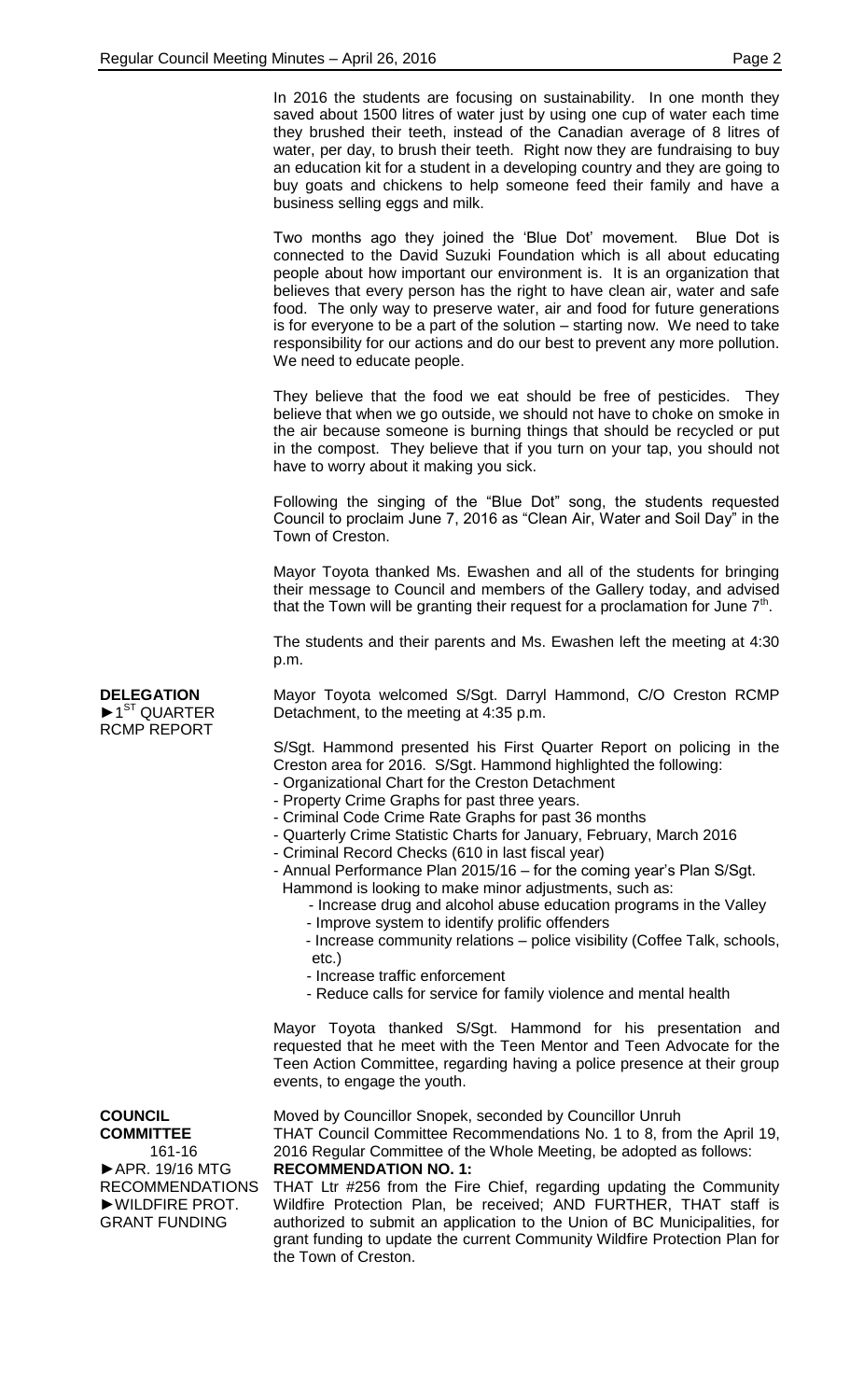In 2016 the students are focusing on sustainability. In one month they saved about 1500 litres of water just by using one cup of water each time they brushed their teeth, instead of the Canadian average of 8 litres of water, per day, to brush their teeth. Right now they are fundraising to buy an education kit for a student in a developing country and they are going to buy goats and chickens to help someone feed their family and have a business selling eggs and milk.

Two months ago they joined the 'Blue Dot' movement. Blue Dot is connected to the David Suzuki Foundation which is all about educating people about how important our environment is. It is an organization that believes that every person has the right to have clean air, water and safe food. The only way to preserve water, air and food for future generations is for everyone to be a part of the solution – starting now. We need to take responsibility for our actions and do our best to prevent any more pollution. We need to educate people.

They believe that the food we eat should be free of pesticides. They believe that when we go outside, we should not have to choke on smoke in the air because someone is burning things that should be recycled or put in the compost. They believe that if you turn on your tap, you should not have to worry about it making you sick.

Following the singing of the "Blue Dot" song, the students requested Council to proclaim June 7, 2016 as "Clean Air, Water and Soil Day" in the Town of Creston.

Mayor Toyota thanked Ms. Ewashen and all of the students for bringing their message to Council and members of the Gallery today, and advised that the Town will be granting their request for a proclamation for June 7th.

The students and their parents and Ms. Ewashen left the meeting at 4:30 p.m.

**DELEGATION**
►1ST QUARTER RCMP REPORT

Mayor Toyota welcomed S/Sgt. Darryl Hammond, C/O Creston RCMP Detachment, to the meeting at 4:35 p.m.

S/Sgt. Hammond presented his First Quarter Report on policing in the Creston area for 2016. S/Sgt. Hammond highlighted the following:

- Organizational Chart for the Creston Detachment
- Property Crime Graphs for past three years.
- Criminal Code Crime Rate Graphs for past 36 months
- Quarterly Crime Statistic Charts for January, February, March 2016
- Criminal Record Checks (610 in last fiscal year)
- Annual Performance Plan 2015/16 – for the coming year's Plan S/Sgt. Hammond is looking to make minor adjustments, such as:
  - Increase drug and alcohol abuse education programs in the Valley
  - Improve system to identify prolific offenders
  - Increase community relations – police visibility (Coffee Talk, schools, etc.)
  - Increase traffic enforcement
  - Reduce calls for service for family violence and mental health

Mayor Toyota thanked S/Sgt. Hammond for his presentation and requested that he meet with the Teen Mentor and Teen Advocate for the Teen Action Committee, regarding having a police presence at their group events, to engage the youth.

**COUNCIL COMMITTEE**
161-16
►APR. 19/16 MTG RECOMMENDATIONS
►WILDFIRE PROT. GRANT FUNDING

Moved by Councillor Snopek, seconded by Councillor Unruh
THAT Council Committee Recommendations No. 1 to 8, from the April 19, 2016 Regular Committee of the Whole Meeting, be adopted as follows:

**RECOMMENDATION NO. 1:**
THAT Ltr #256 from the Fire Chief, regarding updating the Community Wildfire Protection Plan, be received; AND FURTHER, THAT staff is authorized to submit an application to the Union of BC Municipalities, for grant funding to update the current Community Wildfire Protection Plan for the Town of Creston.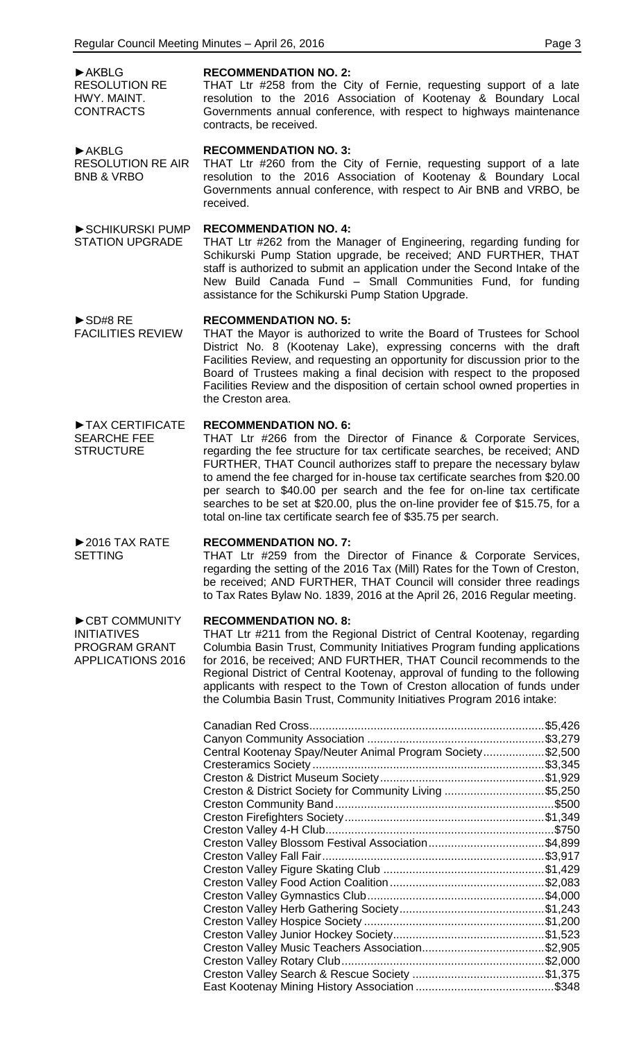►AKBLG RESOLUTION RE HWY. MAINT. CONTRACTS

**RECOMMENDATION NO. 2:**
THAT Ltr #258 from the City of Fernie, requesting support of a late resolution to the 2016 Association of Kootenay & Boundary Local Governments annual conference, with respect to highways maintenance contracts, be received.

►AKBLG RESOLUTION RE AIR BNB & VRBO

**RECOMMENDATION NO. 3:**
THAT Ltr #260 from the City of Fernie, requesting support of a late resolution to the 2016 Association of Kootenay & Boundary Local Governments annual conference, with respect to Air BNB and VRBO, be received.

►SCHIKURSKI PUMP STATION UPGRADE

**RECOMMENDATION NO. 4:**
THAT Ltr #262 from the Manager of Engineering, regarding funding for Schikurski Pump Station upgrade, be received; AND FURTHER, THAT staff is authorized to submit an application under the Second Intake of the New Build Canada Fund – Small Communities Fund, for funding assistance for the Schikurski Pump Station Upgrade.

►SD#8 RE FACILITIES REVIEW

**RECOMMENDATION NO. 5:**
THAT the Mayor is authorized to write the Board of Trustees for School District No. 8 (Kootenay Lake), expressing concerns with the draft Facilities Review, and requesting an opportunity for discussion prior to the Board of Trustees making a final decision with respect to the proposed Facilities Review and the disposition of certain school owned properties in the Creston area.

►TAX CERTIFICATE SEARCHE FEE STRUCTURE

**RECOMMENDATION NO. 6:**
THAT Ltr #266 from the Director of Finance & Corporate Services, regarding the fee structure for tax certificate searches, be received; AND FURTHER, THAT Council authorizes staff to prepare the necessary bylaw to amend the fee charged for in-house tax certificate searches from $20.00 per search to $40.00 per search and the fee for on-line tax certificate searches to be set at $20.00, plus the on-line provider fee of $15.75, for a total on-line tax certificate search fee of $35.75 per search.

►2016 TAX RATE SETTING

**RECOMMENDATION NO. 7:**
THAT Ltr #259 from the Director of Finance & Corporate Services, regarding the setting of the 2016 Tax (Mill) Rates for the Town of Creston, be received; AND FURTHER, THAT Council will consider three readings to Tax Rates Bylaw No. 1839, 2016 at the April 26, 2016 Regular meeting.

►CBT COMMUNITY INITIATIVES PROGRAM GRANT APPLICATIONS 2016

**RECOMMENDATION NO. 8:**
THAT Ltr #211 from the Regional District of Central Kootenay, regarding Columbia Basin Trust, Community Initiatives Program funding applications for 2016, be received; AND FURTHER, THAT Council recommends to the Regional District of Central Kootenay, approval of funding to the following applicants with respect to the Town of Creston allocation of funds under the Columbia Basin Trust, Community Initiatives Program 2016 intake:

| Applicant | Amount |
|---|---|
| Canadian Red Cross | $5,426 |
| Canyon Community Association | $3,279 |
| Central Kootenay Spay/Neuter Animal Program Society | $2,500 |
| Cresteramics Society | $3,345 |
| Creston & District Museum Society | $1,929 |
| Creston & District Society for Community Living | $5,250 |
| Creston Community Band | $500 |
| Creston Firefighters Society | $1,349 |
| Creston Valley 4-H Club | $750 |
| Creston Valley Blossom Festival Association | $4,899 |
| Creston Valley Fall Fair | $3,917 |
| Creston Valley Figure Skating Club | $1,429 |
| Creston Valley Food Action Coalition | $2,083 |
| Creston Valley Gymnastics Club | $4,000 |
| Creston Valley Herb Gathering Society | $1,243 |
| Creston Valley Hospice Society | $1,200 |
| Creston Valley Junior Hockey Society | $1,523 |
| Creston Valley Music Teachers Association | $2,905 |
| Creston Valley Rotary Club | $2,000 |
| Creston Valley Search & Rescue Society | $1,375 |
| East Kootenay Mining History Association | $348 |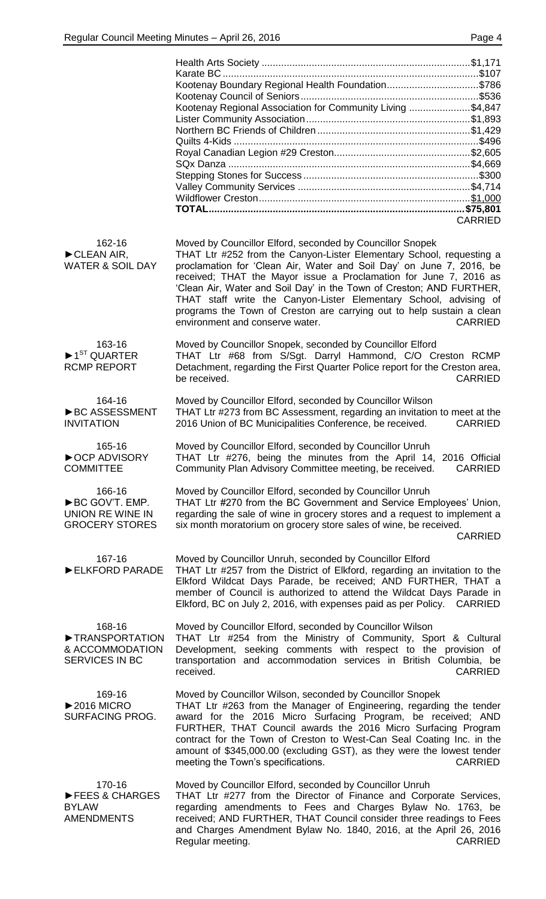| Organization | Amount |
|---|---|
| Health Arts Society | $1,171 |
| Karate BC | $107 |
| Kootenay Boundary Regional Health Foundation | $786 |
| Kootenay Council of Seniors | $536 |
| Kootenay Regional Association for Community Living | $4,847 |
| Lister Community Association | $1,893 |
| Northern BC Friends of Children | $1,429 |
| Quilts 4-Kids | $496 |
| Royal Canadian Legion #29 Creston | $2,605 |
| SQx Danza | $4,669 |
| Stepping Stones for Success | $300 |
| Valley Community Services | $4,714 |
| Wildflower Creston | $1,000 |
| **TOTAL** | **$75,801** |

CARRIED

**162-16**
**►CLEAN AIR, WATER & SOIL DAY**

Moved by Councillor Elford, seconded by Councillor Snopek
THAT Ltr #252 from the Canyon-Lister Elementary School, requesting a proclamation for 'Clean Air, Water and Soil Day' on June 7, 2016, be received; THAT the Mayor issue a Proclamation for June 7, 2016 as 'Clean Air, Water and Soil Day' in the Town of Creston; AND FURTHER, THAT staff write the Canyon-Lister Elementary School, advising of programs the Town of Creston are carrying out to help sustain a clean environment and conserve water. CARRIED

**163-16**
**►1ST QUARTER RCMP REPORT**

Moved by Councillor Snopek, seconded by Councillor Elford
THAT Ltr #68 from S/Sgt. Darryl Hammond, C/O Creston RCMP Detachment, regarding the First Quarter Police report for the Creston area, be received. CARRIED

**164-16**
**►BC ASSESSMENT INVITATION**

Moved by Councillor Elford, seconded by Councillor Wilson
THAT Ltr #273 from BC Assessment, regarding an invitation to meet at the 2016 Union of BC Municipalities Conference, be received. CARRIED

**165-16**
**►OCP ADVISORY COMMITTEE**

Moved by Councillor Elford, seconded by Councillor Unruh
THAT Ltr #276, being the minutes from the April 14, 2016 Official Community Plan Advisory Committee meeting, be received. CARRIED

**166-16**
**►BC GOV'T. EMP. UNION RE WINE IN GROCERY STORES**

Moved by Councillor Elford, seconded by Councillor Unruh
THAT Ltr #270 from the BC Government and Service Employees' Union, regarding the sale of wine in grocery stores and a request to implement a six month moratorium on grocery store sales of wine, be received. CARRIED

**167-16**
**►ELKFORD PARADE**

Moved by Councillor Unruh, seconded by Councillor Elford
THAT Ltr #257 from the District of Elkford, regarding an invitation to the Elkford Wildcat Days Parade, be received; AND FURTHER, THAT a member of Council is authorized to attend the Wildcat Days Parade in Elkford, BC on July 2, 2016, with expenses paid as per Policy. CARRIED

**168-16**
**►TRANSPORTATION & ACCOMMODATION SERVICES IN BC**

Moved by Councillor Elford, seconded by Councillor Wilson
THAT Ltr #254 from the Ministry of Community, Sport & Cultural Development, seeking comments with respect to the provision of transportation and accommodation services in British Columbia, be received. CARRIED

**169-16**
**►2016 MICRO SURFACING PROG.**

Moved by Councillor Wilson, seconded by Councillor Snopek
THAT Ltr #263 from the Manager of Engineering, regarding the tender award for the 2016 Micro Surfacing Program, be received; AND FURTHER, THAT Council awards the 2016 Micro Surfacing Program contract for the Town of Creston to West-Can Seal Coating Inc. in the amount of $345,000.00 (excluding GST), as they were the lowest tender meeting the Town's specifications. CARRIED

**170-16**
**►FEES & CHARGES BYLAW AMENDMENTS**

Moved by Councillor Elford, seconded by Councillor Unruh
THAT Ltr #277 from the Director of Finance and Corporate Services, regarding amendments to Fees and Charges Bylaw No. 1763, be received; AND FURTHER, THAT Council consider three readings to Fees and Charges Amendment Bylaw No. 1840, 2016, at the April 26, 2016 Regular meeting. CARRIED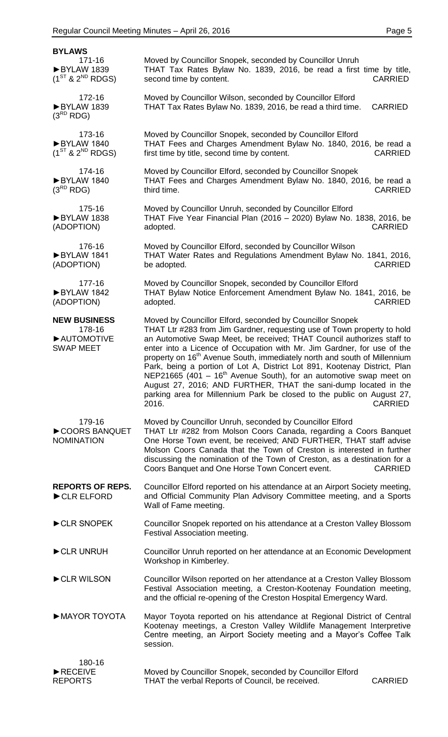## BYLAWS

**171-16**
►BYLAW 1839
($1^{ST}$ & $2^{ND}$ RDGS)

Moved by Councillor Snopek, seconded by Councillor Unruh
THAT Tax Rates Bylaw No. 1839, 2016, be read a first time by title, second time by content. CARRIED

**172-16**
►BYLAW 1839
($3^{RD}$ RDG)

Moved by Councillor Wilson, seconded by Councillor Elford
THAT Tax Rates Bylaw No. 1839, 2016, be read a third time. CARRIED

**173-16**
►BYLAW 1840
($1^{ST}$ & $2^{ND}$ RDGS)

Moved by Councillor Snopek, seconded by Councillor Elford
THAT Fees and Charges Amendment Bylaw No. 1840, 2016, be read a first time by title, second time by content. CARRIED

**174-16**
►BYLAW 1840
($3^{RD}$ RDG)

Moved by Councillor Elford, seconded by Councillor Snopek
THAT Fees and Charges Amendment Bylaw No. 1840, 2016, be read a third time. CARRIED

**175-16**
►BYLAW 1838
(ADOPTION)

Moved by Councillor Unruh, seconded by Councillor Elford
THAT Five Year Financial Plan (2016 – 2020) Bylaw No. 1838, 2016, be adopted. CARRIED

**176-16**
►BYLAW 1841
(ADOPTION)

Moved by Councillor Elford, seconded by Councillor Wilson
THAT Water Rates and Regulations Amendment Bylaw No. 1841, 2016, be adopted. CARRIED

**177-16**
►BYLAW 1842
(ADOPTION)

Moved by Councillor Snopek, seconded by Councillor Elford
THAT Bylaw Notice Enforcement Amendment Bylaw No. 1841, 2016, be adopted. CARRIED

## NEW BUSINESS

**178-16**
►AUTOMOTIVE SWAP MEET

Moved by Councillor Elford, seconded by Councillor Snopek
THAT Ltr #283 from Jim Gardner, requesting use of Town property to hold an Automotive Swap Meet, be received; THAT Council authorizes staff to enter into a Licence of Occupation with Mr. Jim Gardner, for use of the property on 16th Avenue South, immediately north and south of Millennium Park, being a portion of Lot A, District Lot 891, Kootenay District, Plan NEP21665 (401 – 16th Avenue South), for an automotive swap meet on August 27, 2016; AND FURTHER, THAT the sani-dump located in the parking area for Millennium Park be closed to the public on August 27, 2016. CARRIED

**179-16**
►COORS BANQUET NOMINATION

Moved by Councillor Unruh, seconded by Councillor Elford
THAT Ltr #282 from Molson Coors Canada, regarding a Coors Banquet One Horse Town event, be received; AND FURTHER, THAT staff advise Molson Coors Canada that the Town of Creston is interested in further discussing the nomination of the Town of Creston, as a destination for a Coors Banquet and One Horse Town Concert event. CARRIED

## REPORTS OF REPS.

►CLR ELFORD

Councillor Elford reported on his attendance at an Airport Society meeting, and Official Community Plan Advisory Committee meeting, and a Sports Wall of Fame meeting.

►CLR SNOPEK

Councillor Snopek reported on his attendance at a Creston Valley Blossom Festival Association meeting.

►CLR UNRUH

Councillor Unruh reported on her attendance at an Economic Development Workshop in Kimberley.

►CLR WILSON

Councillor Wilson reported on her attendance at a Creston Valley Blossom Festival Association meeting, a Creston-Kootenay Foundation meeting, and the official re-opening of the Creston Hospital Emergency Ward.

►MAYOR TOYOTA

Mayor Toyota reported on his attendance at Regional District of Central Kootenay meetings, a Creston Valley Wildlife Management Interpretive Centre meeting, an Airport Society meeting and a Mayor's Coffee Talk session.

**180-16**
►RECEIVE REPORTS

Moved by Councillor Snopek, seconded by Councillor Elford
THAT the verbal Reports of Council, be received. CARRIED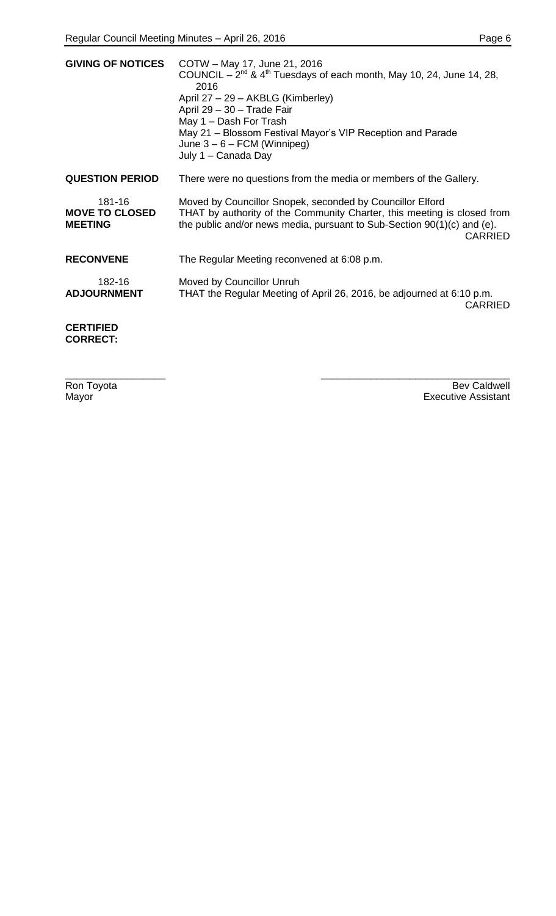**GIVING OF NOTICES**

COTW – May 17, June 21, 2016
COUNCIL – 2nd & 4th Tuesdays of each month, May 10, 24, June 14, 28, 2016
April 27 – 29 – AKBLG (Kimberley)
April 29 – 30 – Trade Fair
May 1 – Dash For Trash
May 21 – Blossom Festival Mayor's VIP Reception and Parade
June 3 – 6 – FCM (Winnipeg)
July 1 – Canada Day

**QUESTION PERIOD**

There were no questions from the media or members of the Gallery.

181-16
**MOVE TO CLOSED MEETING**

Moved by Councillor Snopek, seconded by Councillor Elford
THAT by authority of the Community Charter, this meeting is closed from the public and/or news media, pursuant to Sub-Section 90(1)(c) and (e).

CARRIED

**RECONVENE**

The Regular Meeting reconvened at 6:08 p.m.

182-16
**ADJOURNMENT**

Moved by Councillor Unruh
THAT the Regular Meeting of April 26, 2016, be adjourned at 6:10 p.m.

CARRIED

**CERTIFIED CORRECT:**

\_\_\_\_\_\_\_\_\_\_\_\_\_\_\_\_\_\_
Ron Toyota
Mayor

\_\_\_\_\_\_\_\_\_\_\_\_\_\_\_\_\_\_\_\_\_\_\_\_\_\_\_\_\_\_\_\_\_\_
Bev Caldwell
Executive Assistant